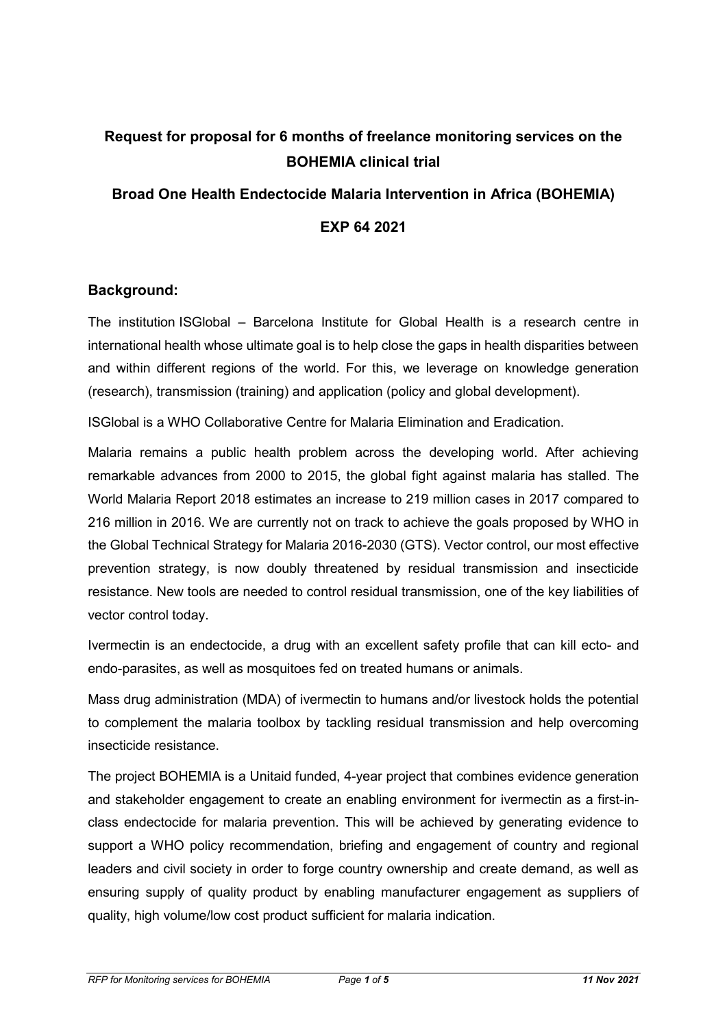# Request for proposal for 6 months of freelance monitoring services on the BOHEMIA clinical trial

## Broad One Health Endectocide Malaria Intervention in Africa (BOHEMIA)

## EXP 64 2021

## Background:

The institution ISGlobal – Barcelona Institute for Global Health is a research centre in international health whose ultimate goal is to help close the gaps in health disparities between and within different regions of the world. For this, we leverage on knowledge generation (research), transmission (training) and application (policy and global development).

ISGlobal is a WHO Collaborative Centre for Malaria Elimination and Eradication.

Malaria remains a public health problem across the developing world. After achieving remarkable advances from 2000 to 2015, the global fight against malaria has stalled. The World Malaria Report 2018 estimates an increase to 219 million cases in 2017 compared to 216 million in 2016. We are currently not on track to achieve the goals proposed by WHO in the Global Technical Strategy for Malaria 2016-2030 (GTS). Vector control, our most effective prevention strategy, is now doubly threatened by residual transmission and insecticide resistance. New tools are needed to control residual transmission, one of the key liabilities of vector control today.

Ivermectin is an endectocide, a drug with an excellent safety profile that can kill ecto- and endo-parasites, as well as mosquitoes fed on treated humans or animals.

Mass drug administration (MDA) of ivermectin to humans and/or livestock holds the potential to complement the malaria toolbox by tackling residual transmission and help overcoming insecticide resistance.

The project BOHEMIA is a Unitaid funded, 4-year project that combines evidence generation and stakeholder engagement to create an enabling environment for ivermectin as a first-in-class endectocide for malaria prevention. This will be achieved by generating evidence to support a WHO policy recommendation, briefing and engagement of country and regional leaders and civil society in order to forge country ownership and create demand, as well as ensuring supply of quality product by enabling manufacturer engagement as suppliers of quality, high volume/low cost product sufficient for malaria indication.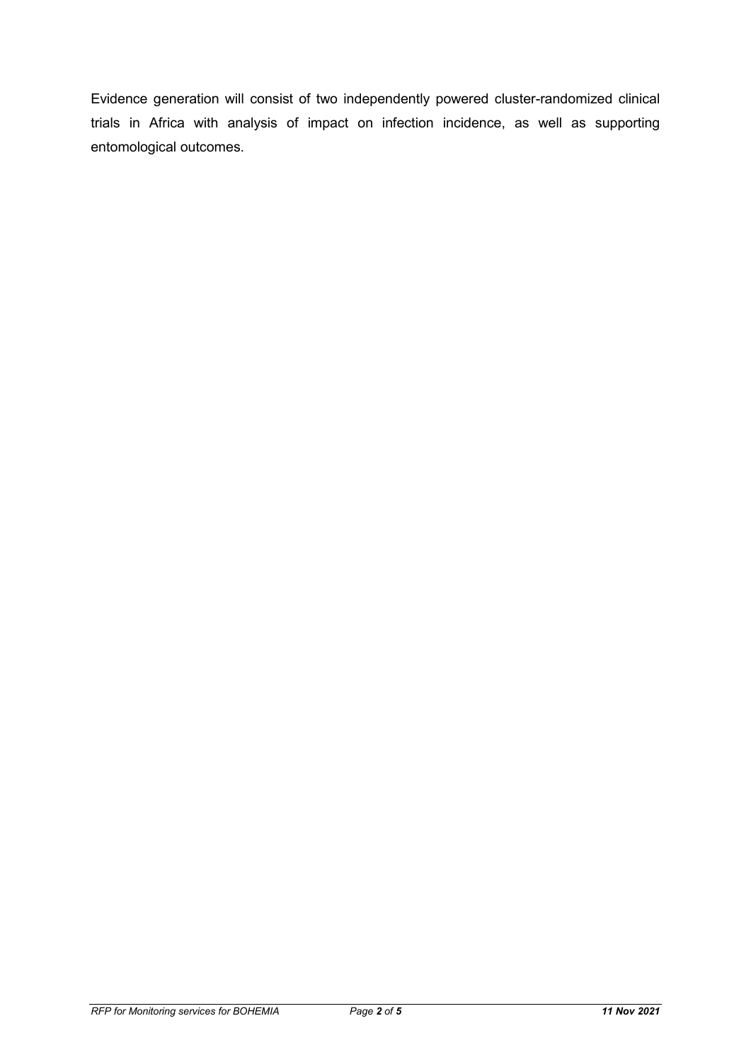Evidence generation will consist of two independently powered cluster-randomized clinical trials in Africa with analysis of impact on infection incidence, as well as supporting entomological outcomes.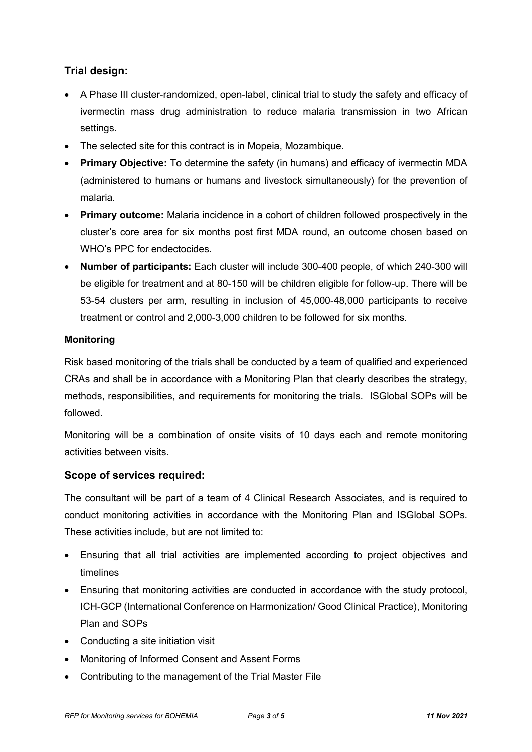## Trial design:

- A Phase III cluster-randomized, open-label, clinical trial to study the safety and efficacy of ivermectin mass drug administration to reduce malaria transmission in two African settings.
- The selected site for this contract is in Mopeia, Mozambique.
- **Primary Objective:** To determine the safety (in humans) and efficacy of ivermectin MDA (administered to humans or humans and livestock simultaneously) for the prevention of malaria.
- **Primary outcome:** Malaria incidence in a cohort of children followed prospectively in the cluster's core area for six months post first MDA round, an outcome chosen based on WHO's PPC for endectocides.
- **Number of participants:** Each cluster will include 300-400 people, of which 240-300 will be eligible for treatment and at 80-150 will be children eligible for follow-up. There will be 53-54 clusters per arm, resulting in inclusion of 45,000-48,000 participants to receive treatment or control and 2,000-3,000 children to be followed for six months.

**Monitoring**

Risk based monitoring of the trials shall be conducted by a team of qualified and experienced CRAs and shall be in accordance with a Monitoring Plan that clearly describes the strategy, methods, responsibilities, and requirements for monitoring the trials. ISGlobal SOPs will be followed.

Monitoring will be a combination of onsite visits of 10 days each and remote monitoring activities between visits.

## Scope of services required:

The consultant will be part of a team of 4 Clinical Research Associates, and is required to conduct monitoring activities in accordance with the Monitoring Plan and ISGlobal SOPs. These activities include, but are not limited to:

- Ensuring that all trial activities are implemented according to project objectives and timelines
- Ensuring that monitoring activities are conducted in accordance with the study protocol, ICH-GCP (International Conference on Harmonization/ Good Clinical Practice), Monitoring Plan and SOPs
- Conducting a site initiation visit
- Monitoring of Informed Consent and Assent Forms
- Contributing to the management of the Trial Master File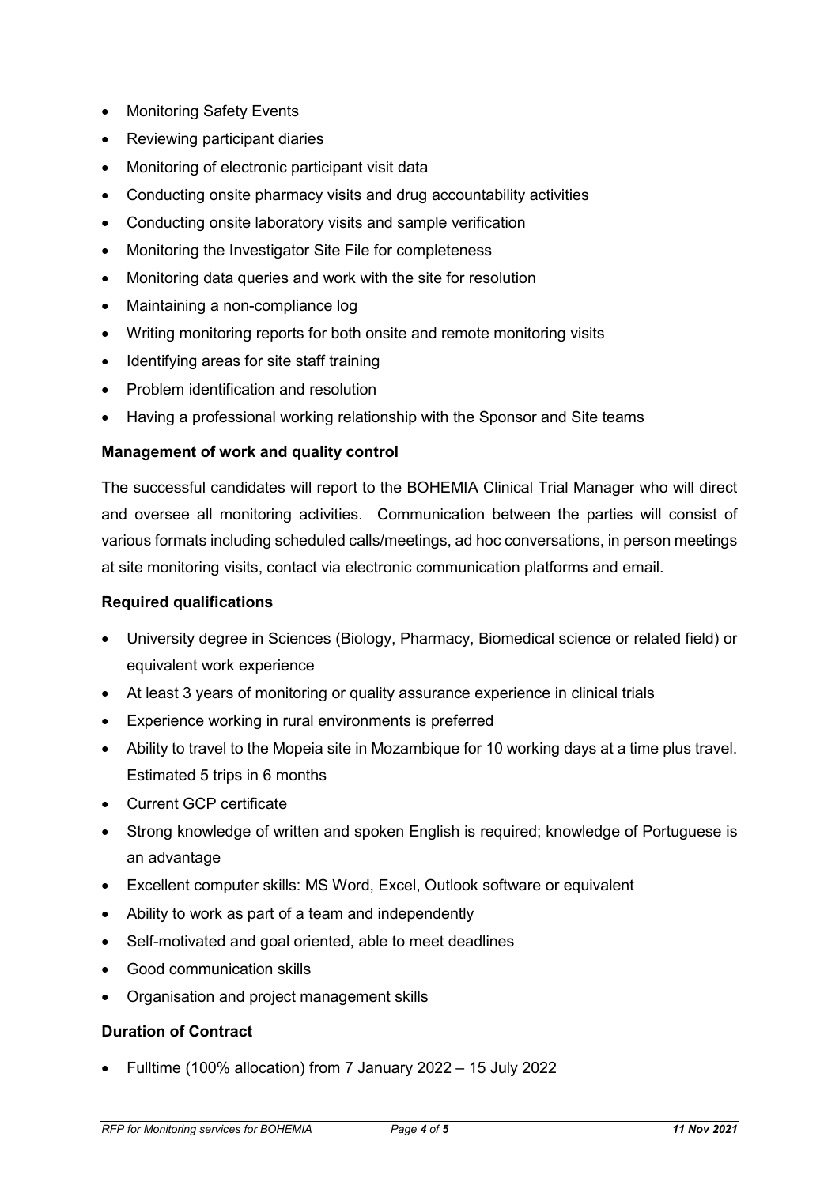- Monitoring Safety Events
- Reviewing participant diaries
- Monitoring of electronic participant visit data
- Conducting onsite pharmacy visits and drug accountability activities
- Conducting onsite laboratory visits and sample verification
- Monitoring the Investigator Site File for completeness
- Monitoring data queries and work with the site for resolution
- Maintaining a non-compliance log
- Writing monitoring reports for both onsite and remote monitoring visits
- Identifying areas for site staff training
- Problem identification and resolution
- Having a professional working relationship with the Sponsor and Site teams

**Management of work and quality control**

The successful candidates will report to the BOHEMIA Clinical Trial Manager who will direct and oversee all monitoring activities. Communication between the parties will consist of various formats including scheduled calls/meetings, ad hoc conversations, in person meetings at site monitoring visits, contact via electronic communication platforms and email.

**Required qualifications**

- University degree in Sciences (Biology, Pharmacy, Biomedical science or related field) or equivalent work experience
- At least 3 years of monitoring or quality assurance experience in clinical trials
- Experience working in rural environments is preferred
- Ability to travel to the Mopeia site in Mozambique for 10 working days at a time plus travel. Estimated 5 trips in 6 months
- Current GCP certificate
- Strong knowledge of written and spoken English is required; knowledge of Portuguese is an advantage
- Excellent computer skills: MS Word, Excel, Outlook software or equivalent
- Ability to work as part of a team and independently
- Self-motivated and goal oriented, able to meet deadlines
- Good communication skills
- Organisation and project management skills

**Duration of Contract**

- Fulltime (100% allocation) from 7 January 2022 – 15 July 2022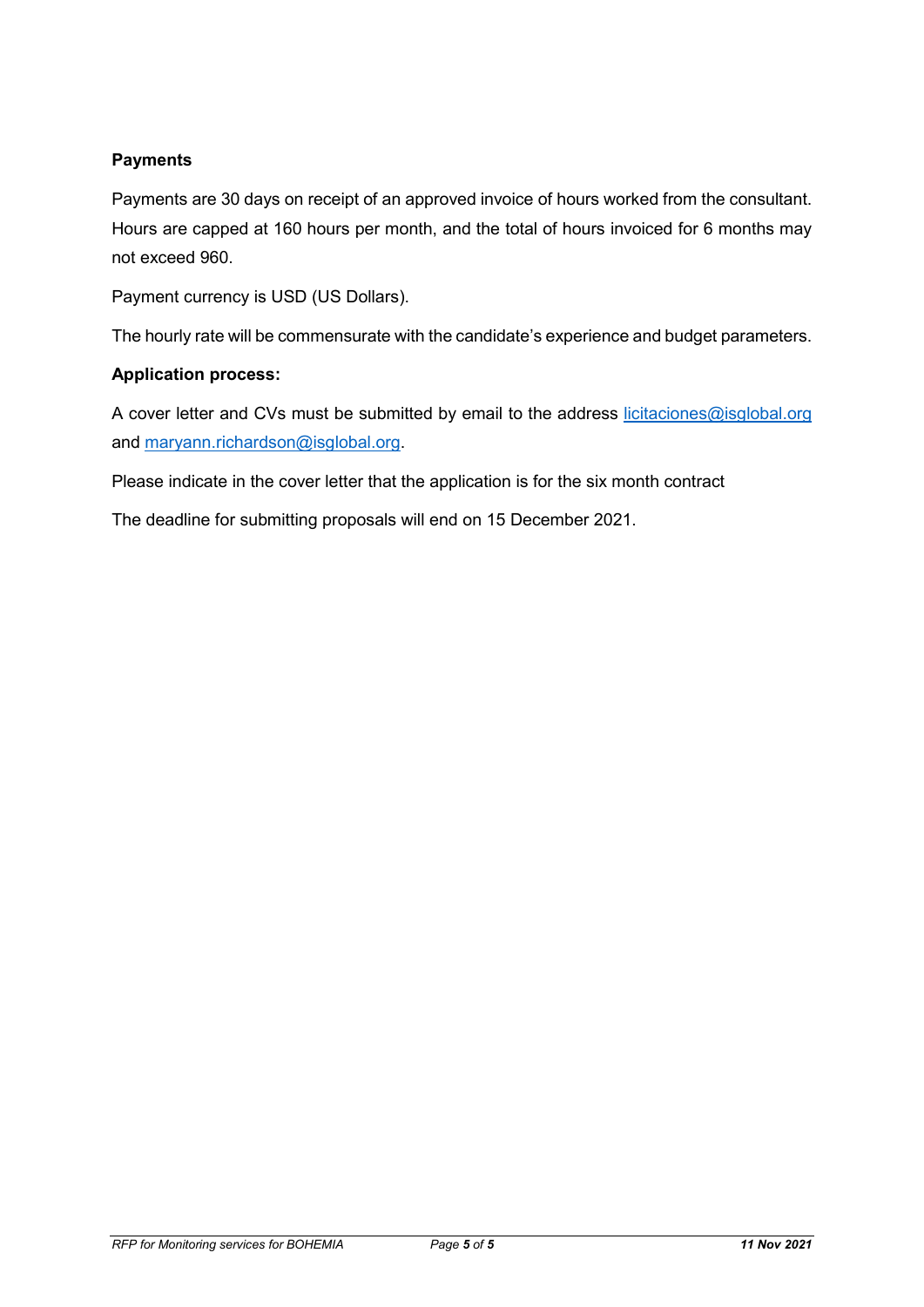**Payments**

Payments are 30 days on receipt of an approved invoice of hours worked from the consultant. Hours are capped at 160 hours per month, and the total of hours invoiced for 6 months may not exceed 960.

Payment currency is USD (US Dollars).

The hourly rate will be commensurate with the candidate's experience and budget parameters.

**Application process:**

A cover letter and CVs must be submitted by email to the address licitaciones@isglobal.org and maryann.richardson@isglobal.org.

Please indicate in the cover letter that the application is for the six month contract

The deadline for submitting proposals will end on 15 December 2021.